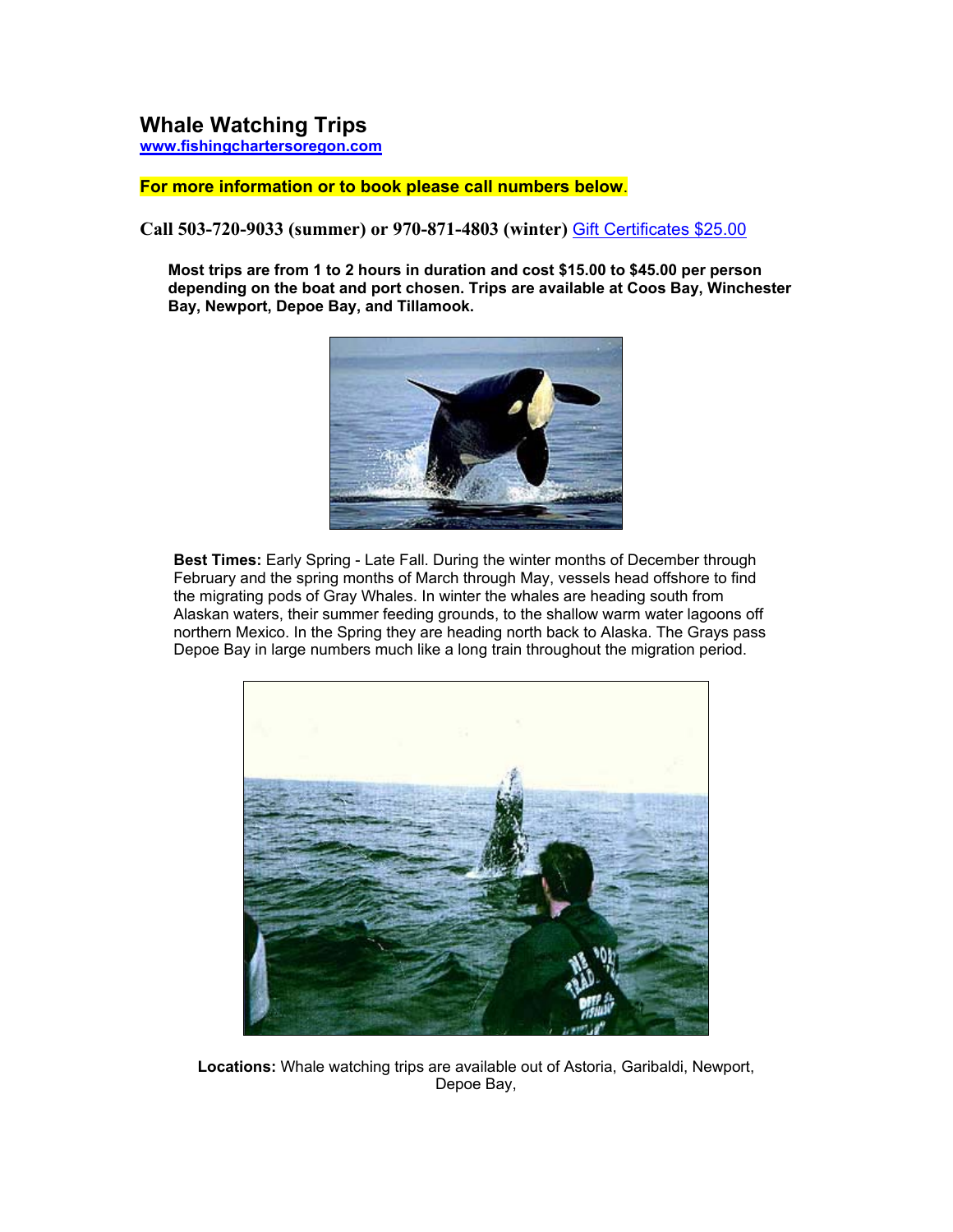# Whale Watching Trips

[www.fishingchartersoregon.com](www.fishingchartersoregon.com)

**For more information or to book please call numbers below**.

## Call 503-720-9033 (summer) or 970-871-4803 (winter) [Gift Certificates $25.00]

**Most trips are from 1 to 2 hours in duration and cost $15.00 to $45.00 per person depending on the boat and port chosen. Trips are available at Coos Bay, Winchester Bay, Newport, Depoe Bay, and Tillamook.**

**Best Times:** Early Spring - Late Fall. During the winter months of December through February and the spring months of March through May, vessels head offshore to find the migrating pods of Gray Whales. In winter the whales are heading south from Alaskan waters, their summer feeding grounds, to the shallow warm water lagoons off northern Mexico. In the Spring they are heading north back to Alaska. The Grays pass Depoe Bay in large numbers much like a long train throughout the migration period.

**Locations:** Whale watching trips are available out of Astoria, Garibaldi, Newport, Depoe Bay,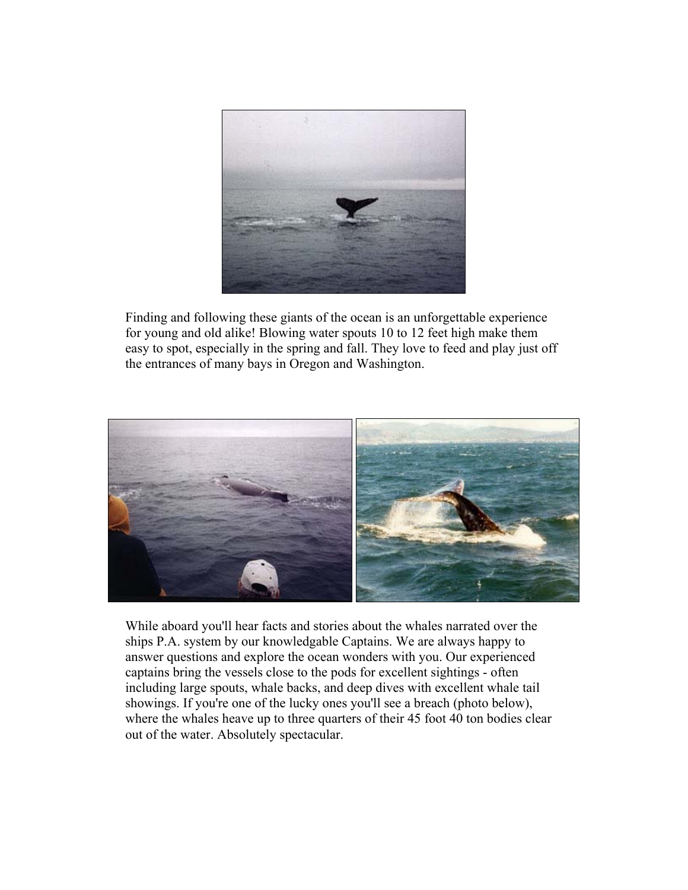Finding and following these giants of the ocean is an unforgettable experience for young and old alike! Blowing water spouts 10 to 12 feet high make them easy to spot, especially in the spring and fall. They love to feed and play just off the entrances of many bays in Oregon and Washington.

While aboard you'll hear facts and stories about the whales narrated over the ships P.A. system by our knowledgable Captains. We are always happy to answer questions and explore the ocean wonders with you. Our experienced captains bring the vessels close to the pods for excellent sightings - often including large spouts, whale backs, and deep dives with excellent whale tail showings. If you're one of the lucky ones you'll see a breach (photo below), where the whales heave up to three quarters of their 45 foot 40 ton bodies clear out of the water. Absolutely spectacular.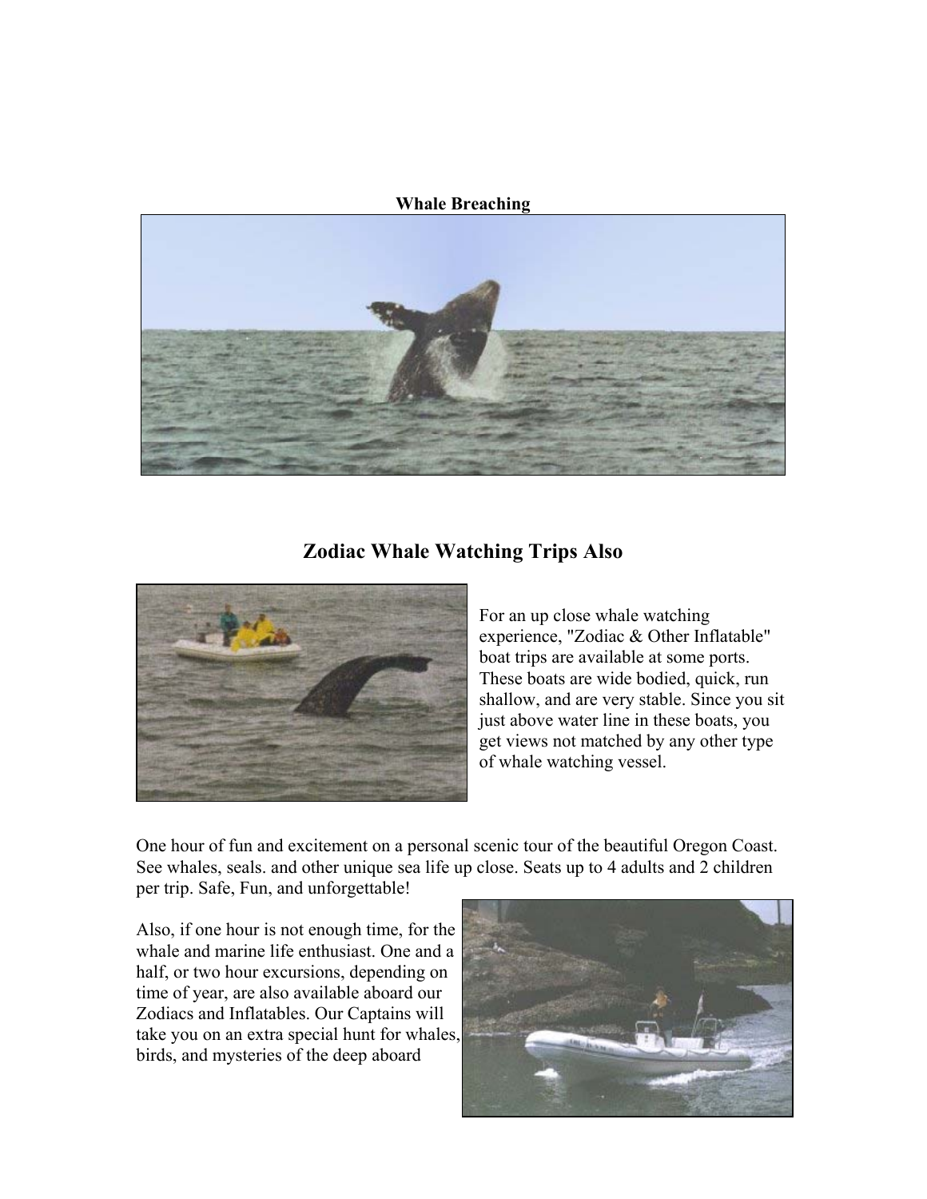**Whale Breaching**

## Zodiac Whale Watching Trips Also

For an up close whale watching experience, "Zodiac & Other Inflatable" boat trips are available at some ports. These boats are wide bodied, quick, run shallow, and are very stable. Since you sit just above water line in these boats, you get views not matched by any other type of whale watching vessel.

One hour of fun and excitement on a personal scenic tour of the beautiful Oregon Coast. See whales, seals. and other unique sea life up close. Seats up to 4 adults and 2 children per trip. Safe, Fun, and unforgettable!

Also, if one hour is not enough time, for the whale and marine life enthusiast. One and a half, or two hour excursions, depending on time of year, are also available aboard our Zodiacs and Inflatables. Our Captains will take you on an extra special hunt for whales, birds, and mysteries of the deep aboard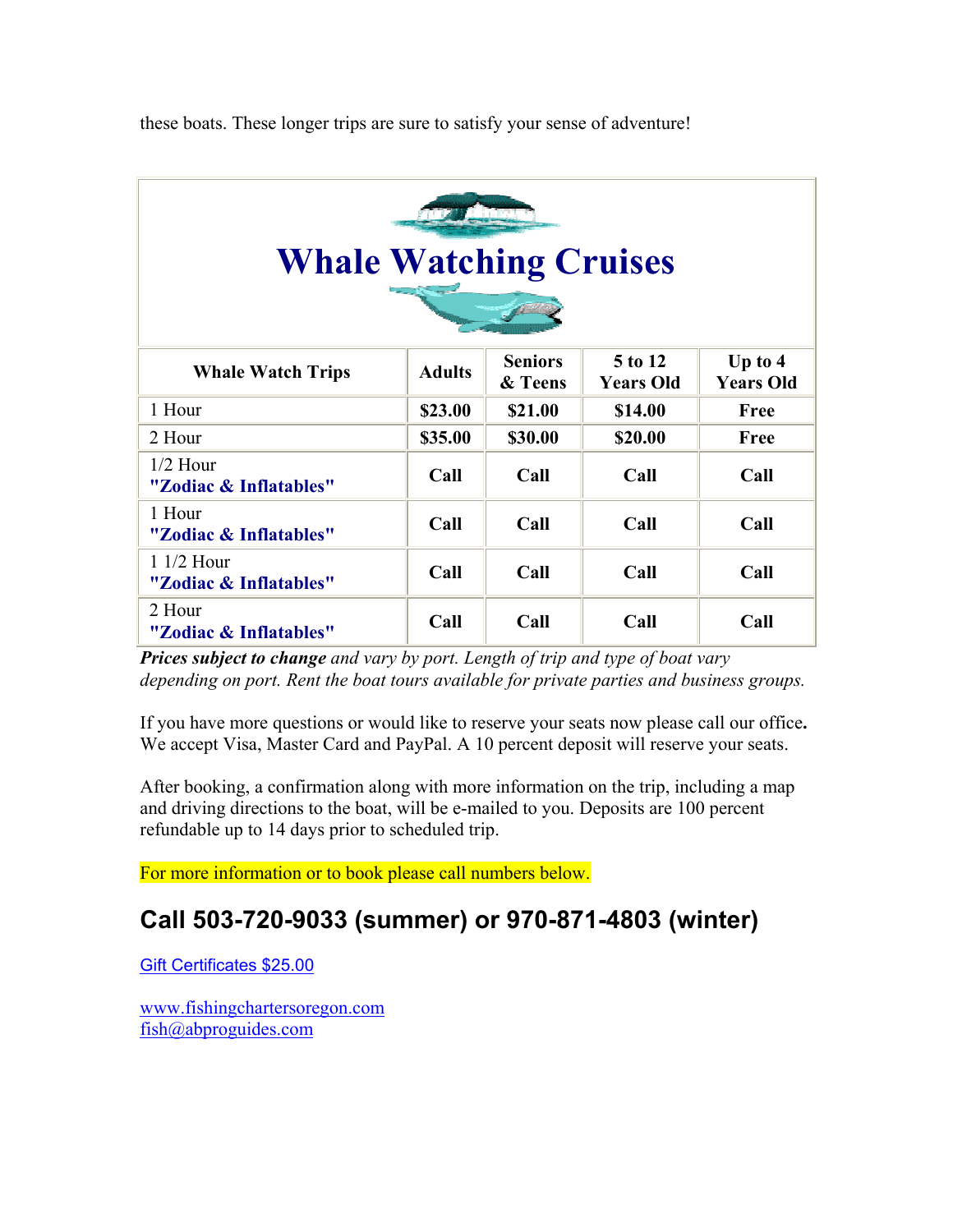these boats. These longer trips are sure to satisfy your sense of adventure!

# Whale Watching Cruises

| Whale Watch Trips | Adults | Seniors & Teens | 5 to 12 Years Old | Up to 4 Years Old |
|---|---|---|---|---|
| 1 Hour | **$23.00** | **$21.00** | **$14.00** | **Free** |
| 2 Hour | **$35.00** | **$30.00** | **$20.00** | **Free** |
| 1/2 Hour **"Zodiac & Inflatables"** | **Call** | **Call** | **Call** | **Call** |
| 1 Hour **"Zodiac & Inflatables"** | **Call** | **Call** | **Call** | **Call** |
| 1 1/2 Hour **"Zodiac & Inflatables"** | **Call** | **Call** | **Call** | **Call** |
| 2 Hour **"Zodiac & Inflatables"** | **Call** | **Call** | **Call** | **Call** |

***Prices subject to change*** *and vary by port. Length of trip and type of boat vary depending on port. Rent the boat tours available for private parties and business groups.*

If you have more questions or would like to reserve your seats now please call our office**.** We accept Visa, Master Card and PayPal. A 10 percent deposit will reserve your seats.

After booking, a confirmation along with more information on the trip, including a map and driving directions to the boat, will be e-mailed to you. Deposits are 100 percent refundable up to 14 days prior to scheduled trip.

For more information or to book please call numbers below.

## Call 503-720-9033 (summer) or 970-871-4803 (winter)

Gift Certificates $25.00

www.fishingchartersoregon.com
fish@abproguides.com